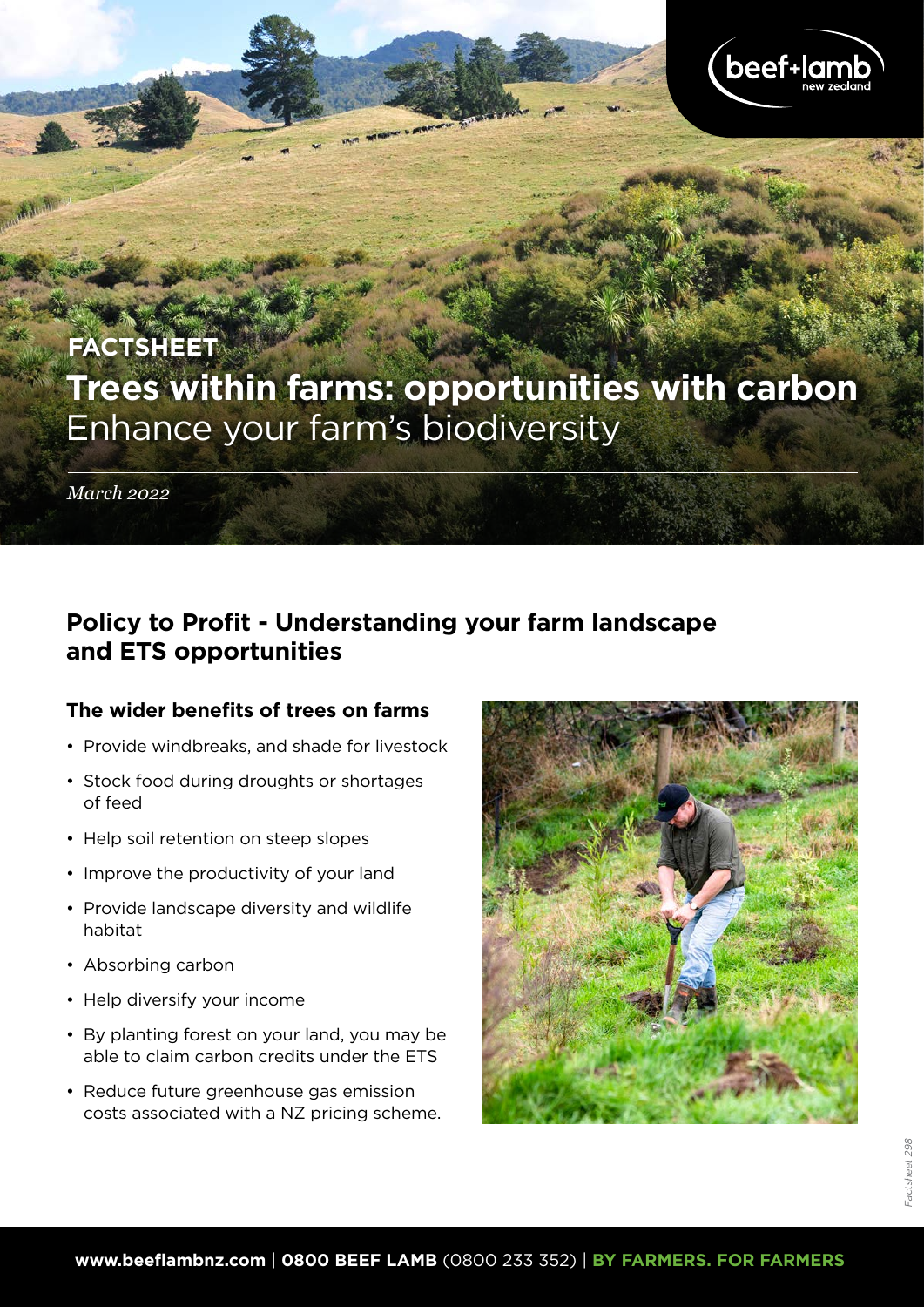FACTSHEET

# Trees within farms: opportunities with carbon

Enhance your farm's biodiversity

*March 2022*

## Policy to Profit - Understanding your farm landscape and ETS opportunities

### The wider benefits of trees on farms

- Provide windbreaks, and shade for livestock
- Stock food during droughts or shortages of feed
- Help soil retention on steep slopes
- Improve the productivity of your land
- Provide landscape diversity and wildlife habitat
- Absorbing carbon
- Help diversify your income
- By planting forest on your land, you may be able to claim carbon credits under the ETS
- Reduce future greenhouse gas emission costs associated with a NZ pricing scheme.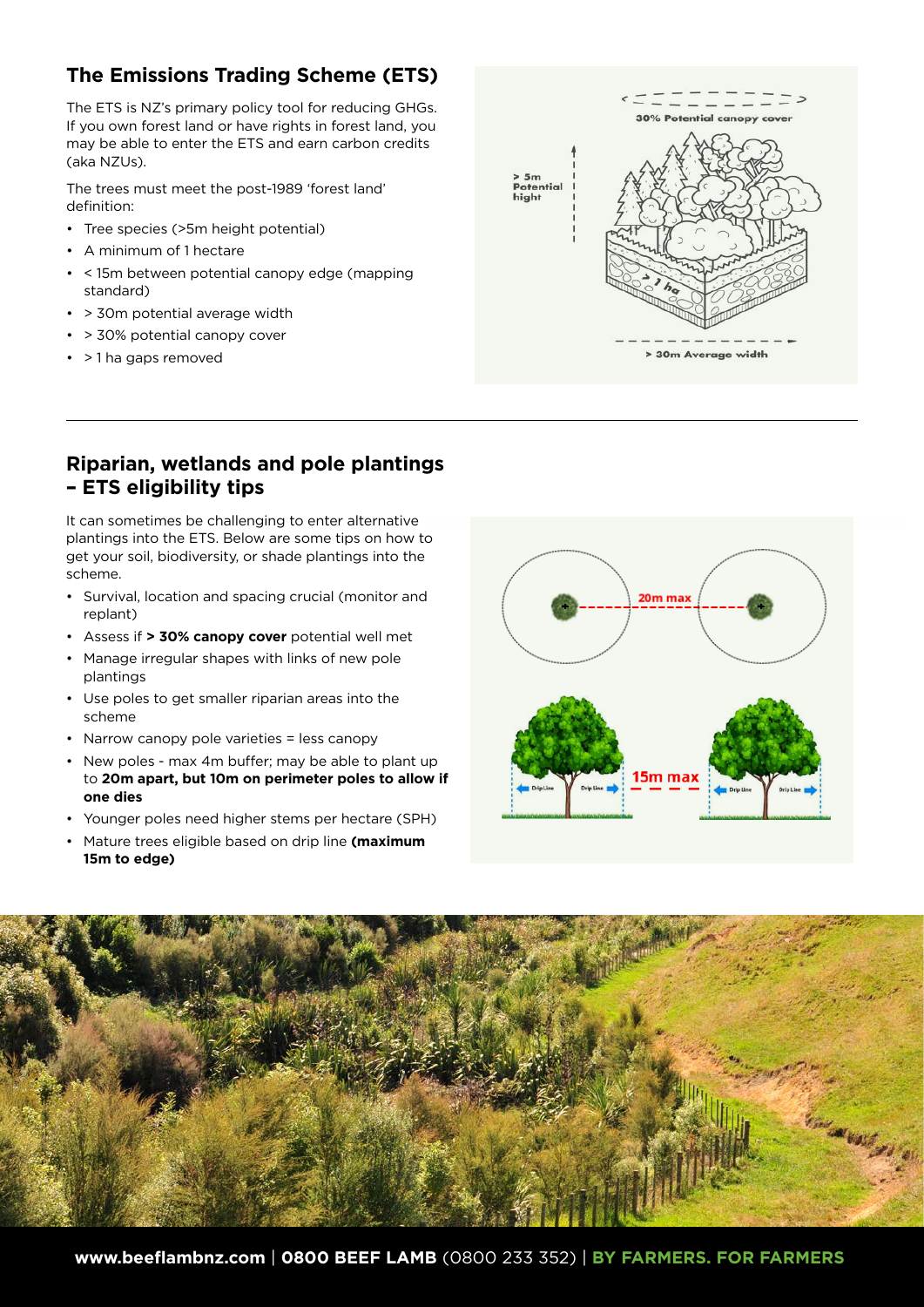## The Emissions Trading Scheme (ETS)

The ETS is NZ's primary policy tool for reducing GHGs. If you own forest land or have rights in forest land, you may be able to enter the ETS and earn carbon credits (aka NZUs).

The trees must meet the post-1989 'forest land' definition:

- Tree species (>5m height potential)
- A minimum of 1 hectare
- < 15m between potential canopy edge (mapping standard)
- > 30m potential average width
- > 30% potential canopy cover
- > 1 ha gaps removed

## Riparian, wetlands and pole plantings – ETS eligibility tips

It can sometimes be challenging to enter alternative plantings into the ETS. Below are some tips on how to get your soil, biodiversity, or shade plantings into the scheme.

- Survival, location and spacing crucial (monitor and replant)
- Assess if **> 30% canopy cover** potential well met
- Manage irregular shapes with links of new pole plantings
- Use poles to get smaller riparian areas into the scheme
- Narrow canopy pole varieties = less canopy
- New poles - max 4m buffer; may be able to plant up to **20m apart, but 10m on perimeter poles to allow if one dies**
- Younger poles need higher stems per hectare (SPH)
- Mature trees eligible based on drip line **(maximum 15m to edge)**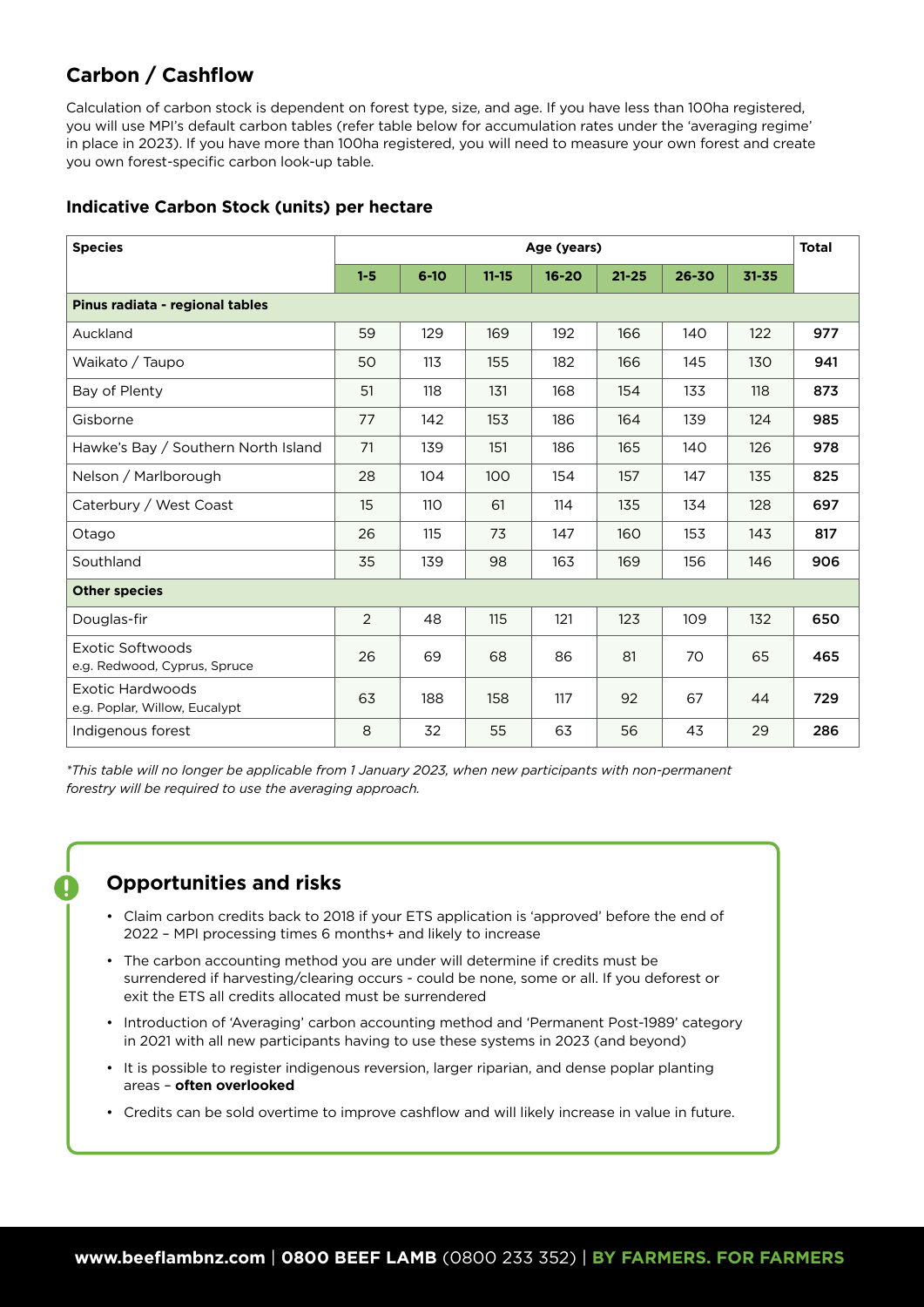## Carbon / Cashflow

Calculation of carbon stock is dependent on forest type, size, and age. If you have less than 100ha registered, you will use MPI's default carbon tables (refer table below for accumulation rates under the 'averaging regime' in place in 2023). If you have more than 100ha registered, you will need to measure your own forest and create you own forest-specific carbon look-up table.

### Indicative Carbon Stock (units) per hectare

| Species | Age (years) | | | | | | | Total |
|---|---|---|---|---|---|---|---|---|
| | 1-5 | 6-10 | 11-15 | 16-20 | 21-25 | 26-30 | 31-35 | |
| **Pinus radiata - regional tables** | | | | | | | | |
| Auckland | 59 | 129 | 169 | 192 | 166 | 140 | 122 | **977** |
| Waikato / Taupo | 50 | 113 | 155 | 182 | 166 | 145 | 130 | **941** |
| Bay of Plenty | 51 | 118 | 131 | 168 | 154 | 133 | 118 | **873** |
| Gisborne | 77 | 142 | 153 | 186 | 164 | 139 | 124 | **985** |
| Hawke's Bay / Southern North Island | 71 | 139 | 151 | 186 | 165 | 140 | 126 | **978** |
| Nelson / Marlborough | 28 | 104 | 100 | 154 | 157 | 147 | 135 | **825** |
| Caterbury / West Coast | 15 | 110 | 61 | 114 | 135 | 134 | 128 | **697** |
| Otago | 26 | 115 | 73 | 147 | 160 | 153 | 143 | **817** |
| Southland | 35 | 139 | 98 | 163 | 169 | 156 | 146 | **906** |
| **Other species** | | | | | | | | |
| Douglas-fir | 2 | 48 | 115 | 121 | 123 | 109 | 132 | **650** |
| Exotic Softwoods e.g. Redwood, Cyprus, Spruce | 26 | 69 | 68 | 86 | 81 | 70 | 65 | **465** |
| Exotic Hardwoods e.g. Poplar, Willow, Eucalypt | 63 | 188 | 158 | 117 | 92 | 67 | 44 | **729** |
| Indigenous forest | 8 | 32 | 55 | 63 | 56 | 43 | 29 | **286** |

*\*This table will no longer be applicable from 1 January 2023, when new participants with non-permanent forestry will be required to use the averaging approach.*

### Opportunities and risks

- Claim carbon credits back to 2018 if your ETS application is 'approved' before the end of 2022 – MPI processing times 6 months+ and likely to increase
- The carbon accounting method you are under will determine if credits must be surrendered if harvesting/clearing occurs - could be none, some or all. If you deforest or exit the ETS all credits allocated must be surrendered
- Introduction of 'Averaging' carbon accounting method and 'Permanent Post-1989' category in 2021 with all new participants having to use these systems in 2023 (and beyond)
- It is possible to register indigenous reversion, larger riparian, and dense poplar planting areas – **often overlooked**
- Credits can be sold overtime to improve cashflow and will likely increase in value in future.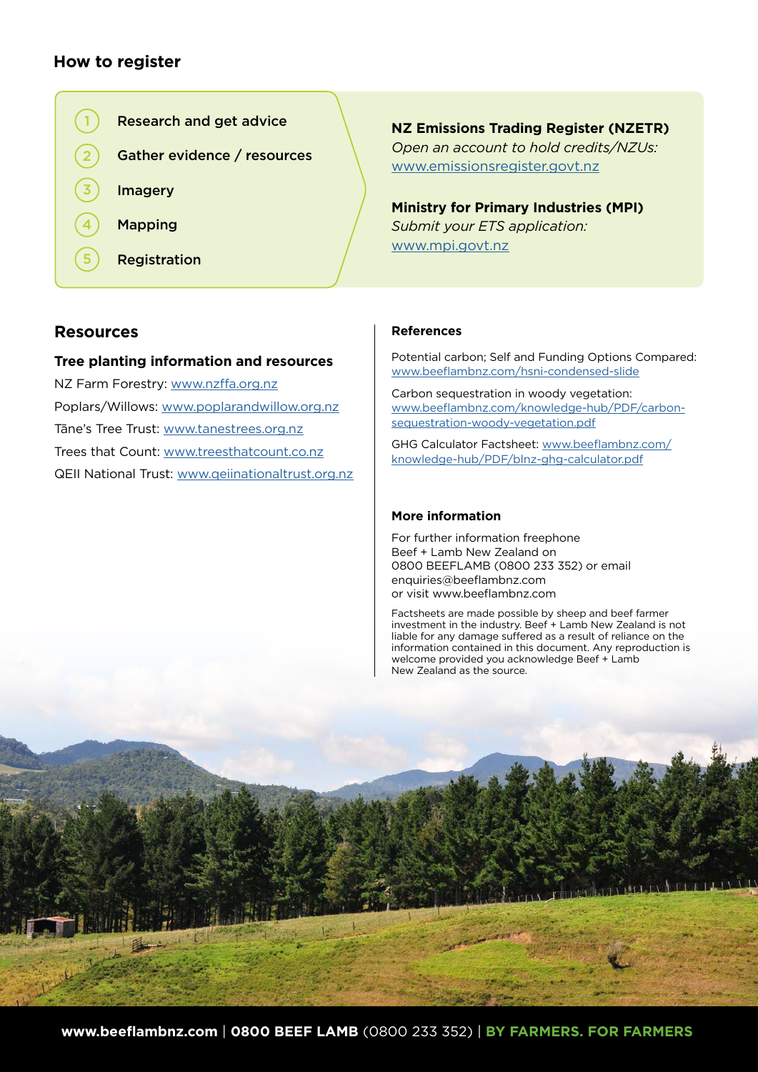## How to register

1. Research and get advice
2. Gather evidence / resources
3. Imagery
4. Mapping
5. Registration

**NZ Emissions Trading Register (NZETR)**
*Open an account to hold credits/NZUs:*
www.emissionsregister.govt.nz

**Ministry for Primary Industries (MPI)**
*Submit your ETS application:*
www.mpi.govt.nz

## Resources

### Tree planting information and resources

NZ Farm Forestry: www.nzffa.org.nz

Poplars/Willows: www.poplarandwillow.org.nz

Tāne's Tree Trust: www.tanestrees.org.nz

Trees that Count: www.treesthatcount.co.nz

QEII National Trust: www.qeiinationaltrust.org.nz

### References

Potential carbon; Self and Funding Options Compared: www.beeflambnz.com/hsni-condensed-slide

Carbon sequestration in woody vegetation: www.beeflambnz.com/knowledge-hub/PDF/carbon-sequestration-woody-vegetation.pdf

GHG Calculator Factsheet: www.beeflambnz.com/knowledge-hub/PDF/blnz-ghg-calculator.pdf

### More information

For further information freephone Beef + Lamb New Zealand on 0800 BEEFLAMB (0800 233 352) or email enquiries@beeflambnz.com or visit www.beeflambnz.com

Factsheets are made possible by sheep and beef farmer investment in the industry. Beef + Lamb New Zealand is not liable for any damage suffered as a result of reliance on the information contained in this document. Any reproduction is welcome provided you acknowledge Beef + Lamb New Zealand as the source.

**www.beeflambnz.com** | **0800 BEEF LAMB** (0800 233 352) | **BY FARMERS. FOR FARMERS**